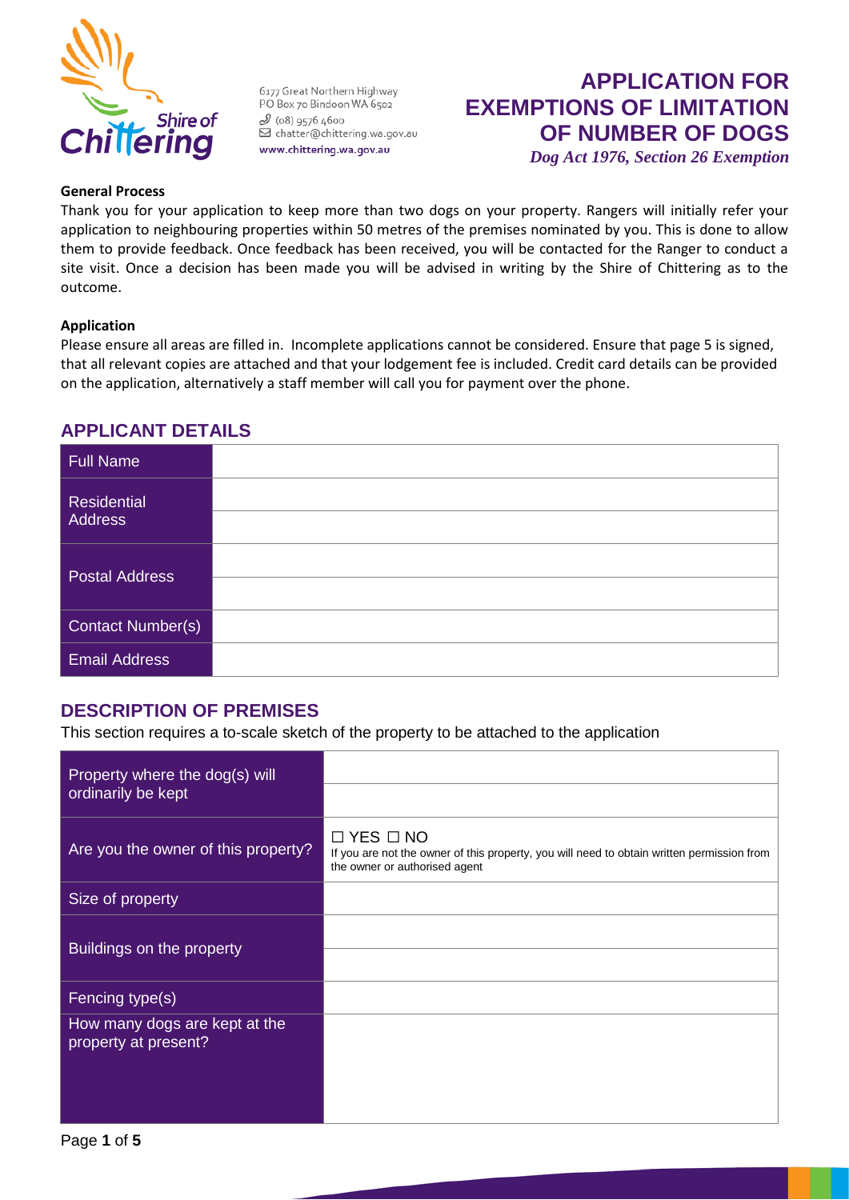6177 Great Northern Highway
PO Box 70 Bindoon WA 6502
(08) 9576 4600
chatter@chittering.wa.gov.au
www.chittering.wa.gov.au

# APPLICATION FOR EXEMPTIONS OF LIMITATION OF NUMBER OF DOGS

***Dog Act 1976, Section 26 Exemption***

**General Process**

Thank you for your application to keep more than two dogs on your property. Rangers will initially refer your application to neighbouring properties within 50 metres of the premises nominated by you. This is done to allow them to provide feedback. Once feedback has been received, you will be contacted for the Ranger to conduct a site visit. Once a decision has been made you will be advised in writing by the Shire of Chittering as to the outcome.

**Application**

Please ensure all areas are filled in. Incomplete applications cannot be considered. Ensure that page 5 is signed, that all relevant copies are attached and that your lodgement fee is included. Credit card details can be provided on the application, alternatively a staff member will call you for payment over the phone.

## APPLICANT DETAILS

| | |
|---|---|
| Full Name | |
| Residential Address | |
| Postal Address | |
| Contact Number(s) | |
| Email Address | |

## DESCRIPTION OF PREMISES

This section requires a to-scale sketch of the property to be attached to the application

| | |
|---|---|
| Property where the dog(s) will ordinarily be kept | |
| Are you the owner of this property? | ☐ YES ☐ NO<br>If you are not the owner of this property, you will need to obtain written permission from the owner or authorised agent |
| Size of property | |
| Buildings on the property | |
| Fencing type(s) | |
| How many dogs are kept at the property at present? | |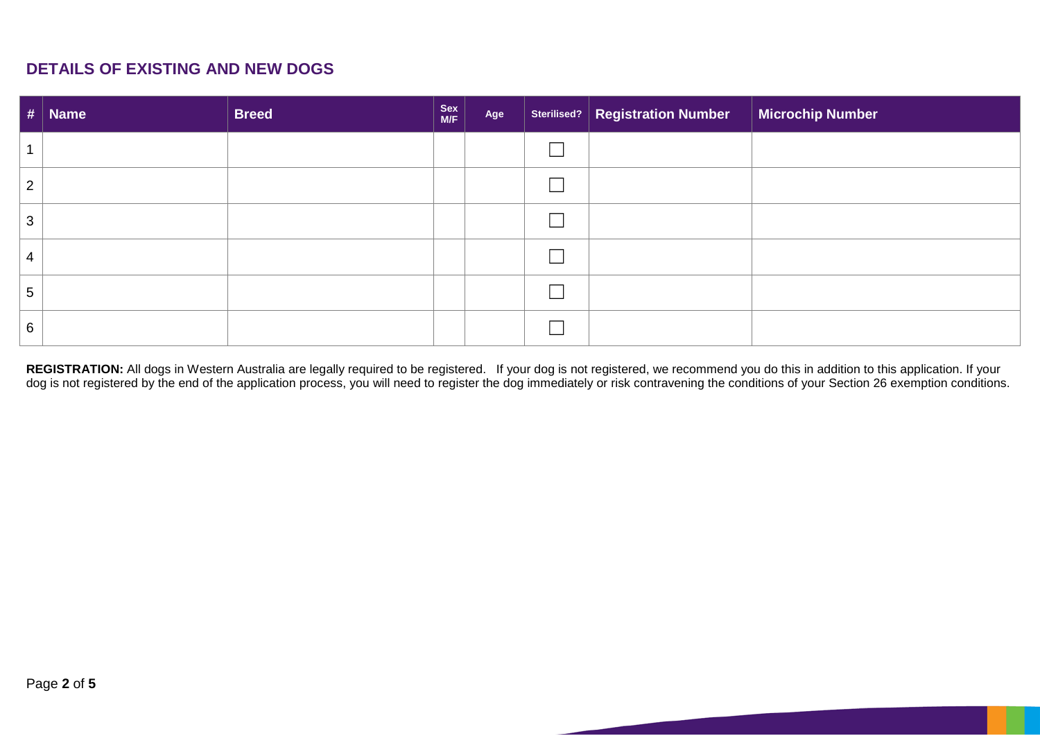## DETAILS OF EXISTING AND NEW DOGS

| # | Name | Breed | Sex M/F | Age | Sterilised? | Registration Number | Microchip Number |
|---|---|---|---|---|---|---|---|
| 1 | | | | | ☐ | | |
| 2 | | | | | ☐ | | |
| 3 | | | | | ☐ | | |
| 4 | | | | | ☐ | | |
| 5 | | | | | ☐ | | |
| 6 | | | | | ☐ | | |

**REGISTRATION:** All dogs in Western Australia are legally required to be registered. If your dog is not registered, we recommend you do this in addition to this application. If your dog is not registered by the end of the application process, you will need to register the dog immediately or risk contravening the conditions of your Section 26 exemption conditions.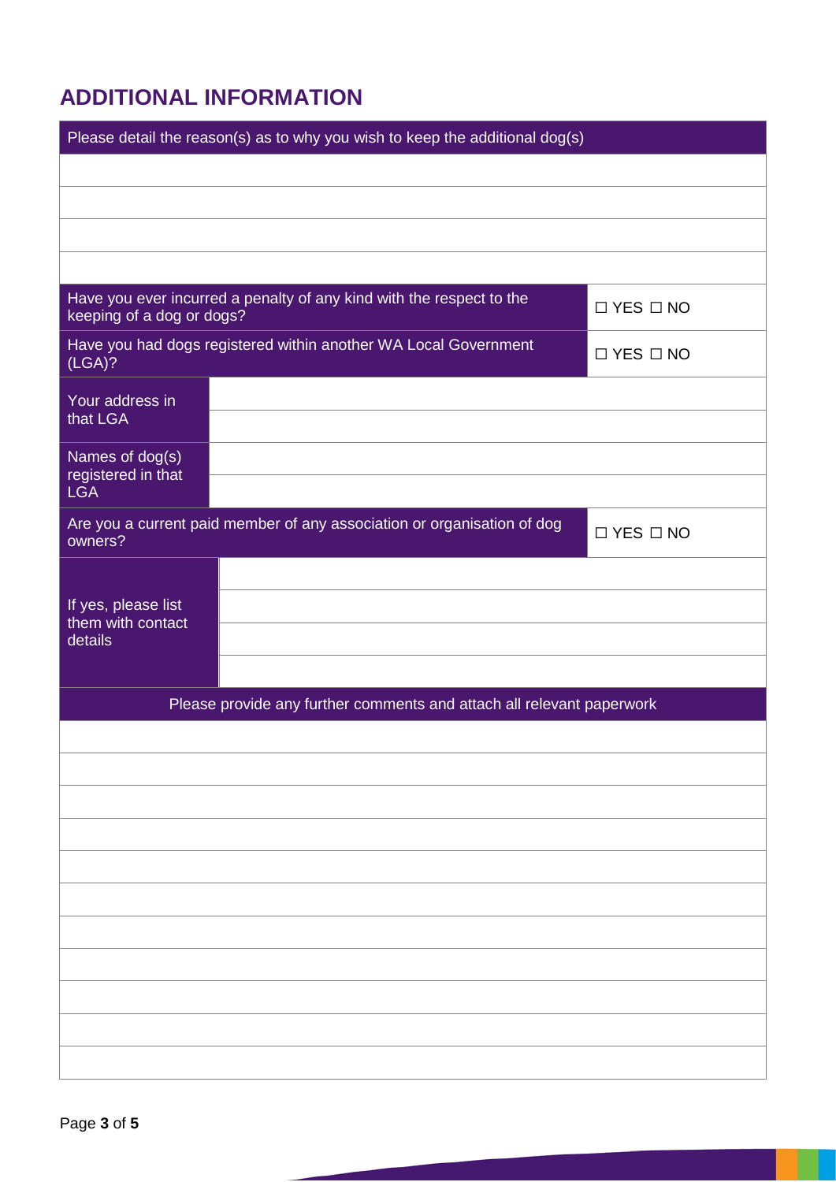## ADDITIONAL INFORMATION

| Please detail the reason(s) as to why you wish to keep the additional dog(s) | |
|---|---|
| | |
| | |
| | |
| | |
| Have you ever incurred a penalty of any kind with the respect to the keeping of a dog or dogs? | ☐ YES ☐ NO |
| Have you had dogs registered within another WA Local Government (LGA)? | ☐ YES ☐ NO |

| Your address in that LGA | |
|---|---|
| | |
| Names of dog(s) registered in that LGA | |
| | |

| Are you a current paid member of any association or organisation of dog owners? | ☐ YES ☐ NO |
|---|---|

| If yes, please list them with contact details | |
|---|---|
| | |
| | |
| | |

| Please provide any further comments and attach all relevant paperwork |
|---|
| |
| |
| |
| |
| |
| |
| |
| |
| |
| |
| |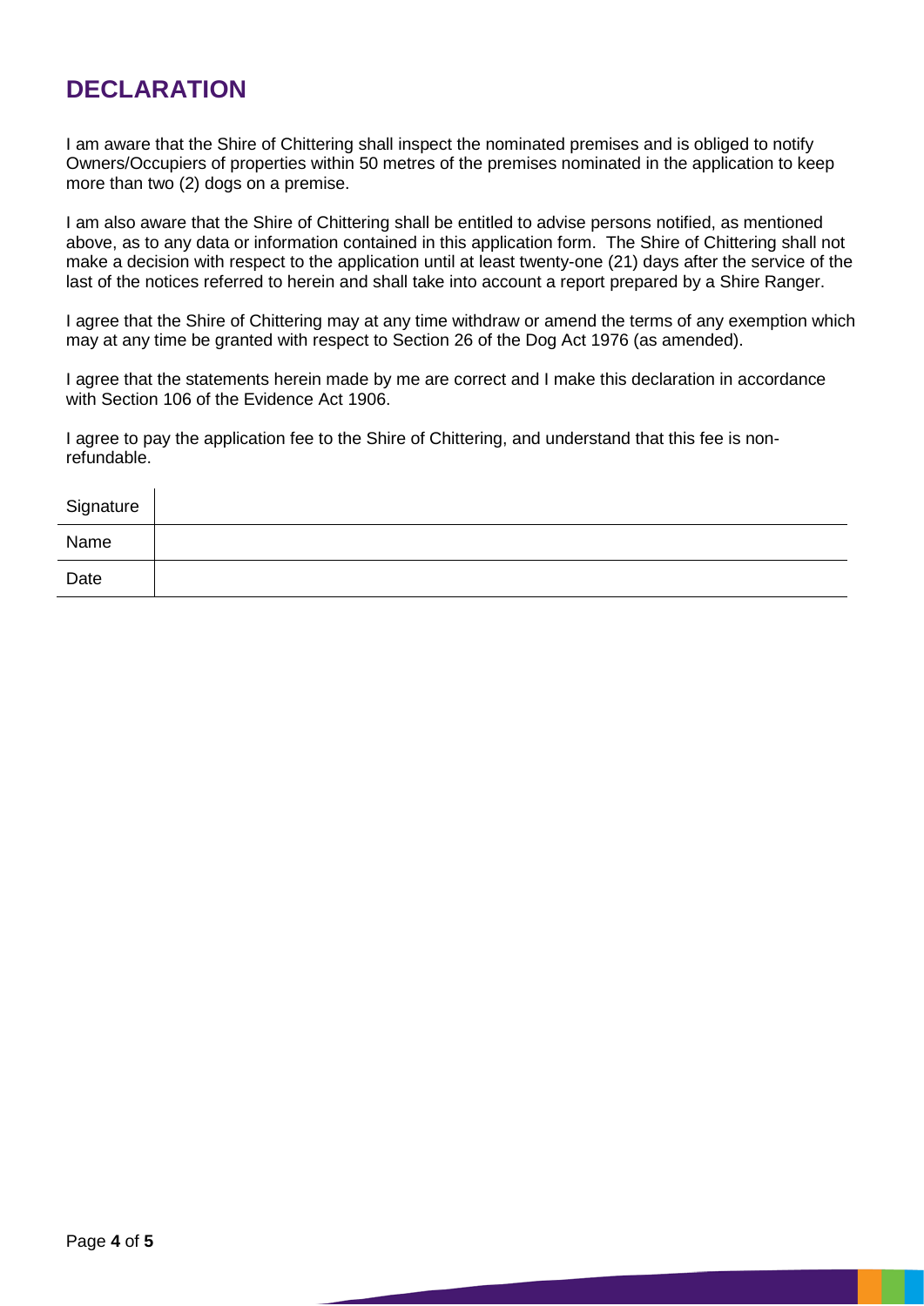# DECLARATION

I am aware that the Shire of Chittering shall inspect the nominated premises and is obliged to notify Owners/Occupiers of properties within 50 metres of the premises nominated in the application to keep more than two (2) dogs on a premise.

I am also aware that the Shire of Chittering shall be entitled to advise persons notified, as mentioned above, as to any data or information contained in this application form. The Shire of Chittering shall not make a decision with respect to the application until at least twenty-one (21) days after the service of the last of the notices referred to herein and shall take into account a report prepared by a Shire Ranger.

I agree that the Shire of Chittering may at any time withdraw or amend the terms of any exemption which may at any time be granted with respect to Section 26 of the Dog Act 1976 (as amended).

I agree that the statements herein made by me are correct and I make this declaration in accordance with Section 106 of the Evidence Act 1906.

I agree to pay the application fee to the Shire of Chittering, and understand that this fee is non-refundable.

| Signature | |
|---|---|
| Name | |
| Date | |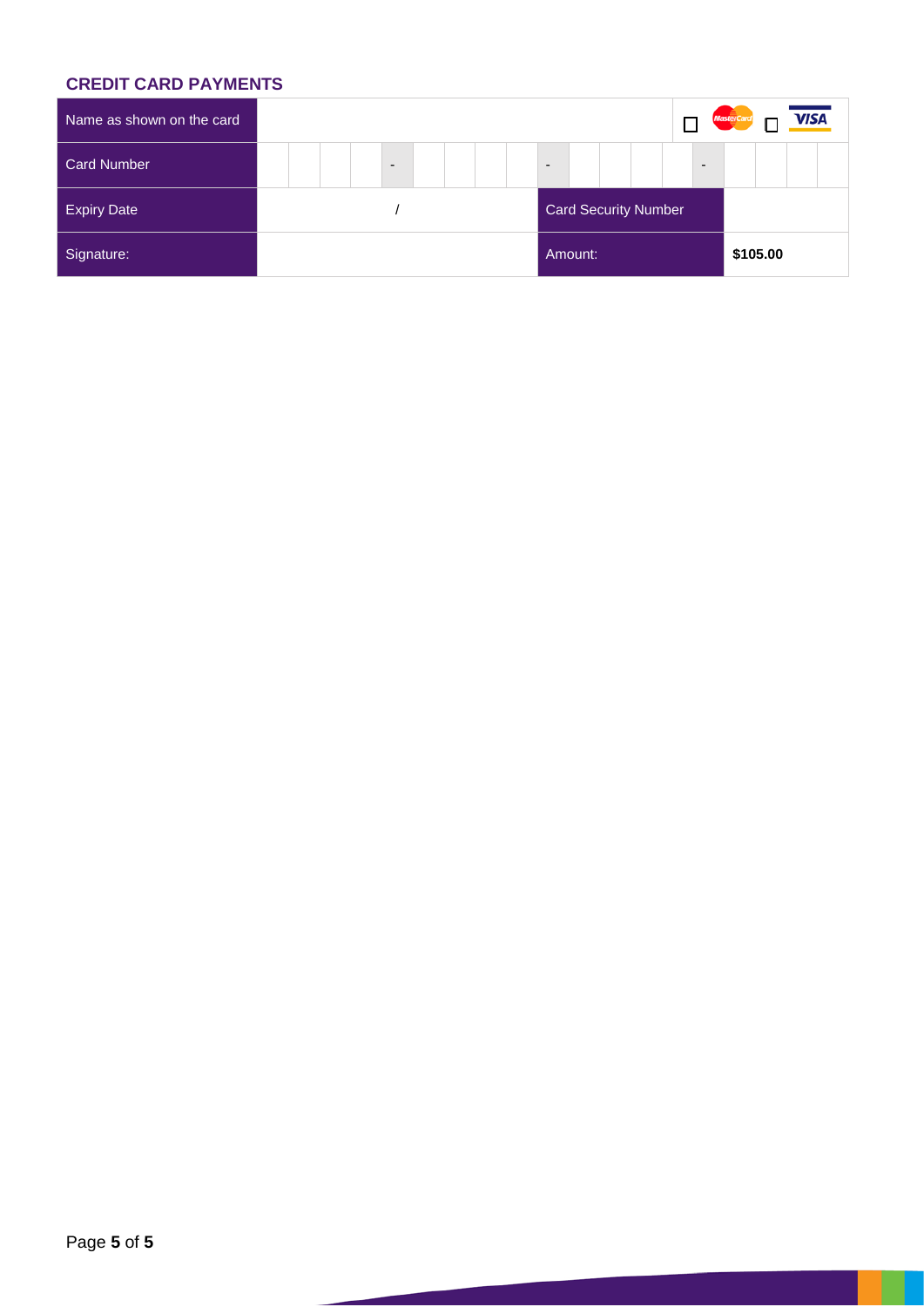## CREDIT CARD PAYMENTS

| | | | |
|---|---|---|---|
| Name as shown on the card | | | ☐ MasterCard ☐ VISA |
| Card Number | - - - | | |
| Expiry Date | / | Card Security Number | |
| Signature: | | Amount: | **$105.00** |